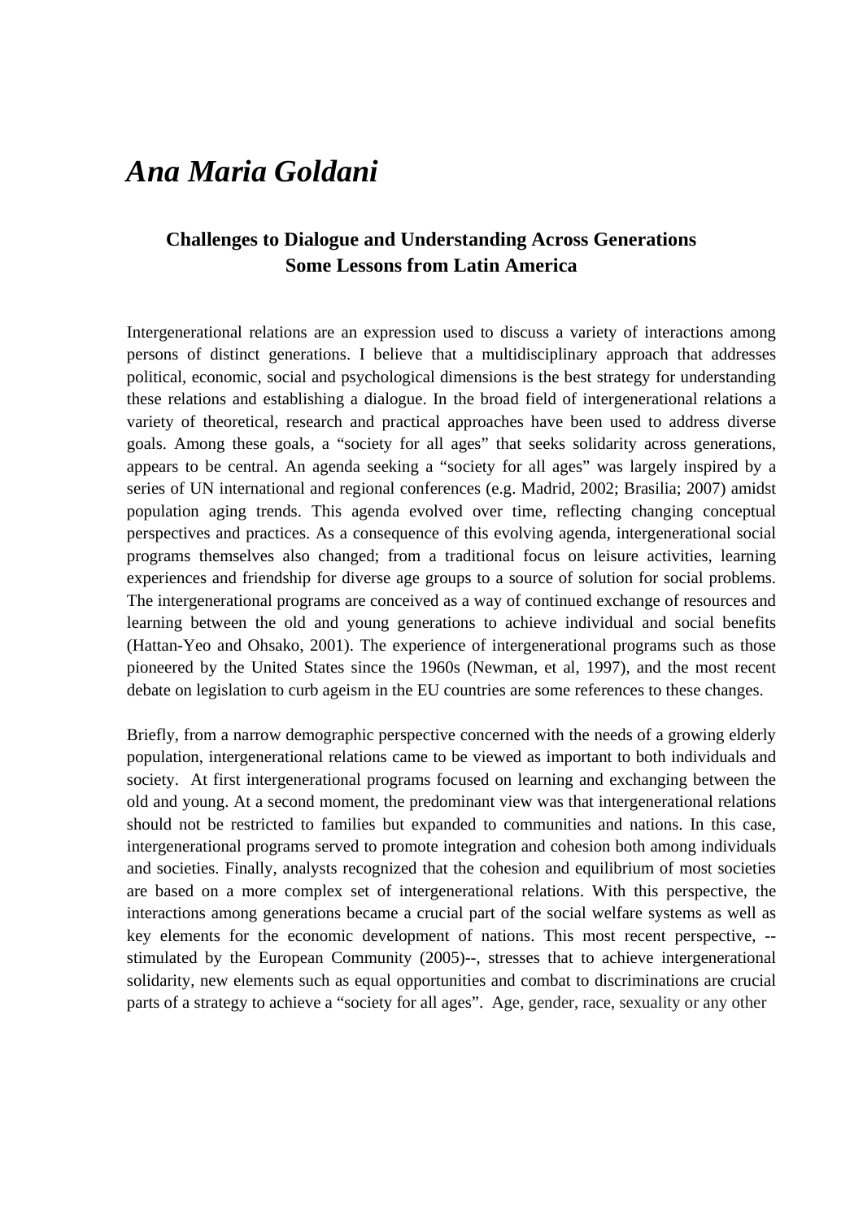# *Ana Maria Goldani*

## Challenges to Dialogue and Understanding Across Generations Some Lessons from Latin America

Intergenerational relations are an expression used to discuss a variety of interactions among persons of distinct generations. I believe that a multidisciplinary approach that addresses political, economic, social and psychological dimensions is the best strategy for understanding these relations and establishing a dialogue. In the broad field of intergenerational relations a variety of theoretical, research and practical approaches have been used to address diverse goals. Among these goals, a "society for all ages" that seeks solidarity across generations, appears to be central. An agenda seeking a "society for all ages" was largely inspired by a series of UN international and regional conferences (e.g. Madrid, 2002; Brasilia; 2007) amidst population aging trends. This agenda evolved over time, reflecting changing conceptual perspectives and practices. As a consequence of this evolving agenda, intergenerational social programs themselves also changed; from a traditional focus on leisure activities, learning experiences and friendship for diverse age groups to a source of solution for social problems. The intergenerational programs are conceived as a way of continued exchange of resources and learning between the old and young generations to achieve individual and social benefits (Hattan-Yeo and Ohsako, 2001). The experience of intergenerational programs such as those pioneered by the United States since the 1960s (Newman, et al, 1997), and the most recent debate on legislation to curb ageism in the EU countries are some references to these changes.

Briefly, from a narrow demographic perspective concerned with the needs of a growing elderly population, intergenerational relations came to be viewed as important to both individuals and society. At first intergenerational programs focused on learning and exchanging between the old and young. At a second moment, the predominant view was that intergenerational relations should not be restricted to families but expanded to communities and nations. In this case, intergenerational programs served to promote integration and cohesion both among individuals and societies. Finally, analysts recognized that the cohesion and equilibrium of most societies are based on a more complex set of intergenerational relations. With this perspective, the interactions among generations became a crucial part of the social welfare systems as well as key elements for the economic development of nations. This most recent perspective, --stimulated by the European Community (2005)--, stresses that to achieve intergenerational solidarity, new elements such as equal opportunities and combat to discriminations are crucial parts of a strategy to achieve a "society for all ages". Age, gender, race, sexuality or any other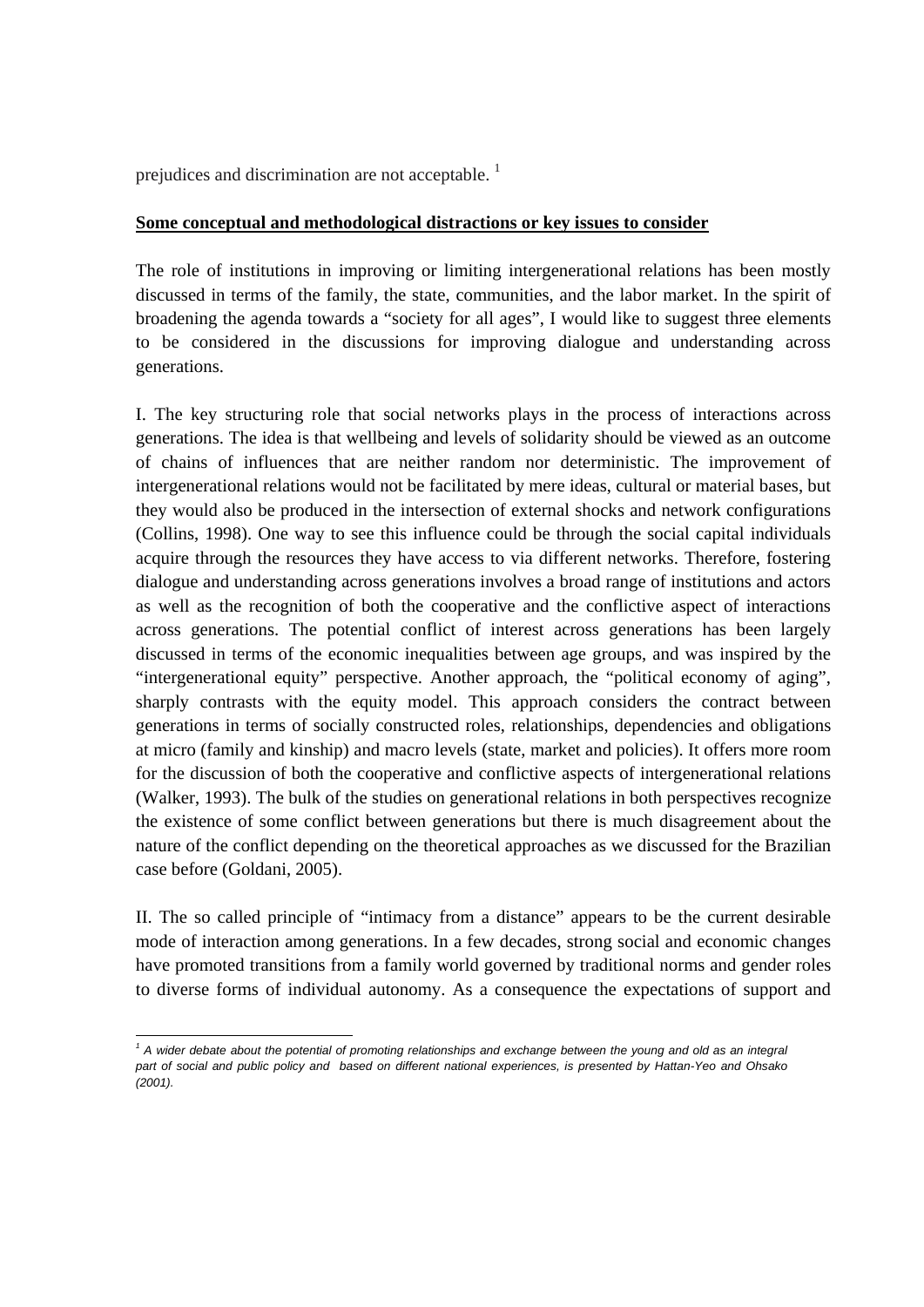prejudices and discrimination are not acceptable. [1]

**Some conceptual and methodological distractions or key issues to consider**

The role of institutions in improving or limiting intergenerational relations has been mostly discussed in terms of the family, the state, communities, and the labor market. In the spirit of broadening the agenda towards a "society for all ages", I would like to suggest three elements to be considered in the discussions for improving dialogue and understanding across generations.

I. The key structuring role that social networks plays in the process of interactions across generations. The idea is that wellbeing and levels of solidarity should be viewed as an outcome of chains of influences that are neither random nor deterministic. The improvement of intergenerational relations would not be facilitated by mere ideas, cultural or material bases, but they would also be produced in the intersection of external shocks and network configurations (Collins, 1998). One way to see this influence could be through the social capital individuals acquire through the resources they have access to via different networks. Therefore, fostering dialogue and understanding across generations involves a broad range of institutions and actors as well as the recognition of both the cooperative and the conflictive aspect of interactions across generations. The potential conflict of interest across generations has been largely discussed in terms of the economic inequalities between age groups, and was inspired by the "intergenerational equity" perspective. Another approach, the "political economy of aging", sharply contrasts with the equity model. This approach considers the contract between generations in terms of socially constructed roles, relationships, dependencies and obligations at micro (family and kinship) and macro levels (state, market and policies). It offers more room for the discussion of both the cooperative and conflictive aspects of intergenerational relations (Walker, 1993). The bulk of the studies on generational relations in both perspectives recognize the existence of some conflict between generations but there is much disagreement about the nature of the conflict depending on the theoretical approaches as we discussed for the Brazilian case before (Goldani, 2005).

II. The so called principle of "intimacy from a distance" appears to be the current desirable mode of interaction among generations. In a few decades, strong social and economic changes have promoted transitions from a family world governed by traditional norms and gender roles to diverse forms of individual autonomy. As a consequence the expectations of support and

---

[1] *A wider debate about the potential of promoting relationships and exchange between the young and old as an integral part of social and public policy and based on different national experiences, is presented by Hattan-Yeo and Ohsako (2001).*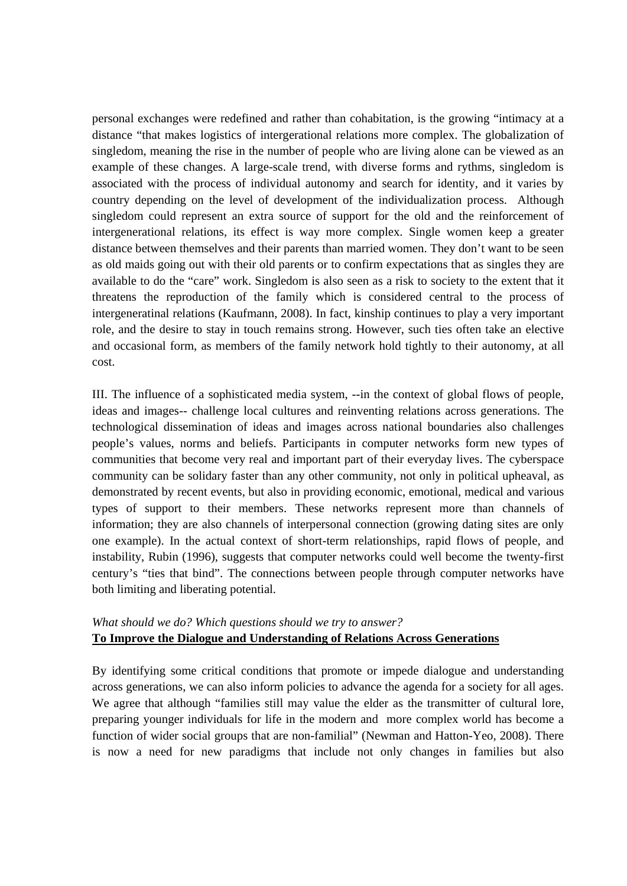personal exchanges were redefined and rather than cohabitation, is the growing "intimacy at a distance "that makes logistics of intergerational relations more complex. The globalization of singledom, meaning the rise in the number of people who are living alone can be viewed as an example of these changes. A large-scale trend, with diverse forms and rythms, singledom is associated with the process of individual autonomy and search for identity, and it varies by country depending on the level of development of the individualization process. Although singledom could represent an extra source of support for the old and the reinforcement of intergenerational relations, its effect is way more complex. Single women keep a greater distance between themselves and their parents than married women. They don't want to be seen as old maids going out with their old parents or to confirm expectations that as singles they are available to do the "care" work. Singledom is also seen as a risk to society to the extent that it threatens the reproduction of the family which is considered central to the process of intergeneratinal relations (Kaufmann, 2008). In fact, kinship continues to play a very important role, and the desire to stay in touch remains strong. However, such ties often take an elective and occasional form, as members of the family network hold tightly to their autonomy, at all cost.

III. The influence of a sophisticated media system, --in the context of global flows of people, ideas and images-- challenge local cultures and reinventing relations across generations. The technological dissemination of ideas and images across national boundaries also challenges people's values, norms and beliefs. Participants in computer networks form new types of communities that become very real and important part of their everyday lives. The cyberspace community can be solidary faster than any other community, not only in political upheaval, as demonstrated by recent events, but also in providing economic, emotional, medical and various types of support to their members. These networks represent more than channels of information; they are also channels of interpersonal connection (growing dating sites are only one example). In the actual context of short-term relationships, rapid flows of people, and instability, Rubin (1996), suggests that computer networks could well become the twenty-first century's "ties that bind". The connections between people through computer networks have both limiting and liberating potential.

*What should we do? Which questions should we try to answer?*
**To Improve the Dialogue and Understanding of Relations Across Generations**

By identifying some critical conditions that promote or impede dialogue and understanding across generations, we can also inform policies to advance the agenda for a society for all ages. We agree that although "families still may value the elder as the transmitter of cultural lore, preparing younger individuals for life in the modern and more complex world has become a function of wider social groups that are non-familial" (Newman and Hatton-Yeo, 2008). There is now a need for new paradigms that include not only changes in families but also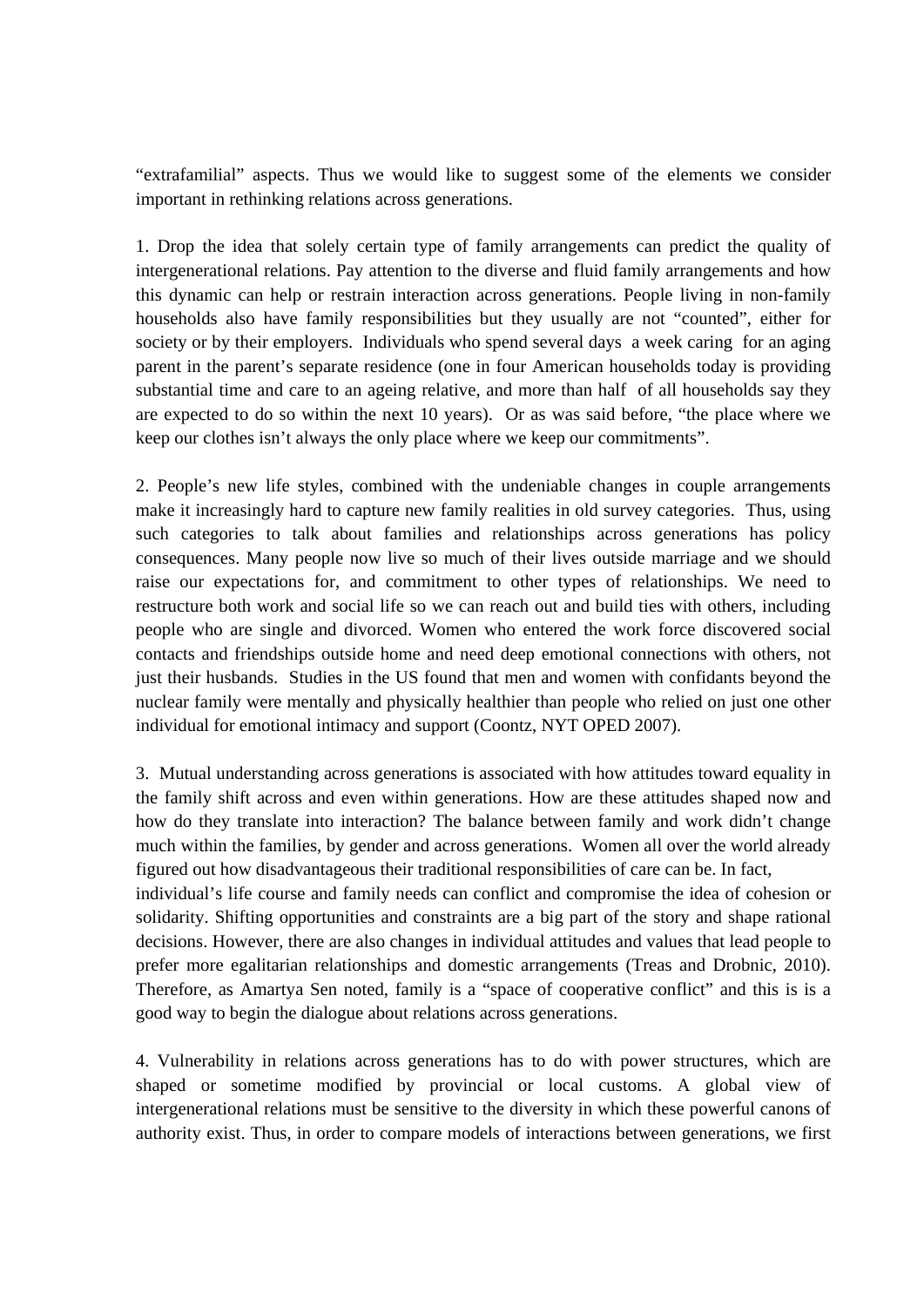"extrafamilial" aspects. Thus we would like to suggest some of the elements we consider important in rethinking relations across generations.

1. Drop the idea that solely certain type of family arrangements can predict the quality of intergenerational relations. Pay attention to the diverse and fluid family arrangements and how this dynamic can help or restrain interaction across generations. People living in non-family households also have family responsibilities but they usually are not "counted", either for society or by their employers. Individuals who spend several days a week caring for an aging parent in the parent's separate residence (one in four American households today is providing substantial time and care to an ageing relative, and more than half of all households say they are expected to do so within the next 10 years). Or as was said before, "the place where we keep our clothes isn't always the only place where we keep our commitments".

2. People's new life styles, combined with the undeniable changes in couple arrangements make it increasingly hard to capture new family realities in old survey categories. Thus, using such categories to talk about families and relationships across generations has policy consequences. Many people now live so much of their lives outside marriage and we should raise our expectations for, and commitment to other types of relationships. We need to restructure both work and social life so we can reach out and build ties with others, including people who are single and divorced. Women who entered the work force discovered social contacts and friendships outside home and need deep emotional connections with others, not just their husbands. Studies in the US found that men and women with confidants beyond the nuclear family were mentally and physically healthier than people who relied on just one other individual for emotional intimacy and support (Coontz, NYT OPED 2007).

3. Mutual understanding across generations is associated with how attitudes toward equality in the family shift across and even within generations. How are these attitudes shaped now and how do they translate into interaction? The balance between family and work didn't change much within the families, by gender and across generations. Women all over the world already figured out how disadvantageous their traditional responsibilities of care can be. In fact, individual's life course and family needs can conflict and compromise the idea of cohesion or solidarity. Shifting opportunities and constraints are a big part of the story and shape rational decisions. However, there are also changes in individual attitudes and values that lead people to prefer more egalitarian relationships and domestic arrangements (Treas and Drobnic, 2010). Therefore, as Amartya Sen noted, family is a "space of cooperative conflict" and this is is a good way to begin the dialogue about relations across generations.

4. Vulnerability in relations across generations has to do with power structures, which are shaped or sometime modified by provincial or local customs. A global view of intergenerational relations must be sensitive to the diversity in which these powerful canons of authority exist. Thus, in order to compare models of interactions between generations, we first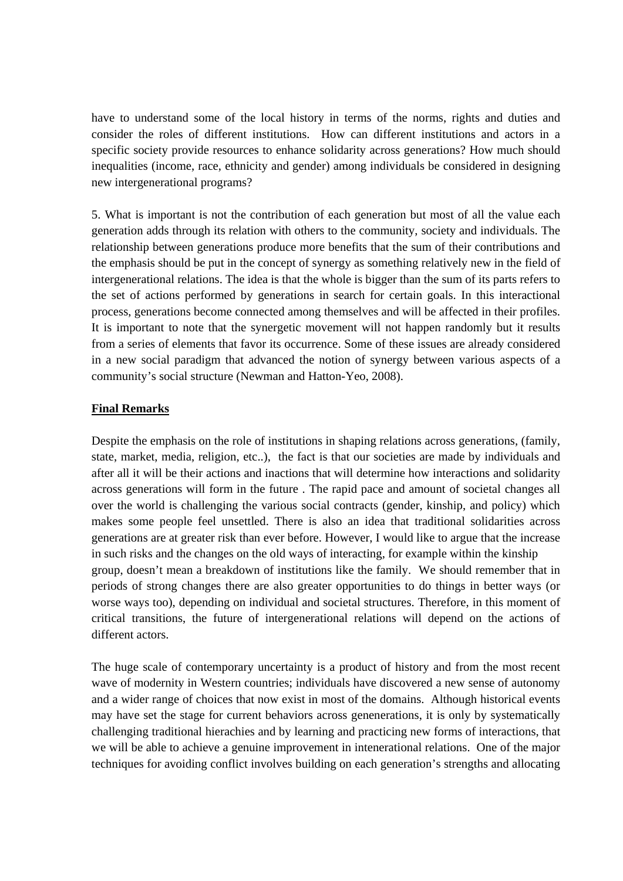have to understand some of the local history in terms of the norms, rights and duties and consider the roles of different institutions. How can different institutions and actors in a specific society provide resources to enhance solidarity across generations? How much should inequalities (income, race, ethnicity and gender) among individuals be considered in designing new intergenerational programs?

5. What is important is not the contribution of each generation but most of all the value each generation adds through its relation with others to the community, society and individuals. The relationship between generations produce more benefits that the sum of their contributions and the emphasis should be put in the concept of synergy as something relatively new in the field of intergenerational relations. The idea is that the whole is bigger than the sum of its parts refers to the set of actions performed by generations in search for certain goals. In this interactional process, generations become connected among themselves and will be affected in their profiles. It is important to note that the synergetic movement will not happen randomly but it results from a series of elements that favor its occurrence. Some of these issues are already considered in a new social paradigm that advanced the notion of synergy between various aspects of a community's social structure (Newman and Hatton-Yeo, 2008).

## Final Remarks

Despite the emphasis on the role of institutions in shaping relations across generations, (family, state, market, media, religion, etc..), the fact is that our societies are made by individuals and after all it will be their actions and inactions that will determine how interactions and solidarity across generations will form in the future . The rapid pace and amount of societal changes all over the world is challenging the various social contracts (gender, kinship, and policy) which makes some people feel unsettled. There is also an idea that traditional solidarities across generations are at greater risk than ever before. However, I would like to argue that the increase in such risks and the changes on the old ways of interacting, for example within the kinship group, doesn't mean a breakdown of institutions like the family. We should remember that in periods of strong changes there are also greater opportunities to do things in better ways (or worse ways too), depending on individual and societal structures. Therefore, in this moment of critical transitions, the future of intergenerational relations will depend on the actions of different actors.

The huge scale of contemporary uncertainty is a product of history and from the most recent wave of modernity in Western countries; individuals have discovered a new sense of autonomy and a wider range of choices that now exist in most of the domains. Although historical events may have set the stage for current behaviors across genenerations, it is only by systematically challenging traditional hierachies and by learning and practicing new forms of interactions, that we will be able to achieve a genuine improvement in intenerational relations. One of the major techniques for avoiding conflict involves building on each generation's strengths and allocating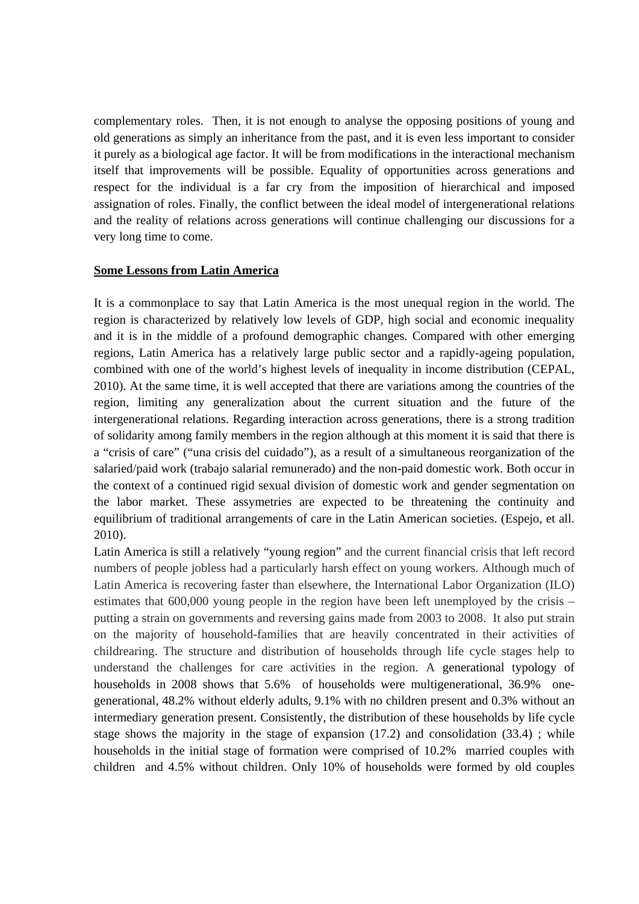complementary roles. Then, it is not enough to analyse the opposing positions of young and old generations as simply an inheritance from the past, and it is even less important to consider it purely as a biological age factor. It will be from modifications in the interactional mechanism itself that improvements will be possible. Equality of opportunities across generations and respect for the individual is a far cry from the imposition of hierarchical and imposed assignation of roles. Finally, the conflict between the ideal model of intergenerational relations and the reality of relations across generations will continue challenging our discussions for a very long time to come.

**Some Lessons from Latin America**

It is a commonplace to say that Latin America is the most unequal region in the world. The region is characterized by relatively low levels of GDP, high social and economic inequality and it is in the middle of a profound demographic changes. Compared with other emerging regions, Latin America has a relatively large public sector and a rapidly-ageing population, combined with one of the world's highest levels of inequality in income distribution (CEPAL, 2010). At the same time, it is well accepted that there are variations among the countries of the region, limiting any generalization about the current situation and the future of the intergenerational relations. Regarding interaction across generations, there is a strong tradition of solidarity among family members in the region although at this moment it is said that there is a "crisis of care" ("una crisis del cuidado"), as a result of a simultaneous reorganization of the salaried/paid work (trabajo salarial remunerado) and the non-paid domestic work. Both occur in the context of a continued rigid sexual division of domestic work and gender segmentation on the labor market. These assymetries are expected to be threatening the continuity and equilibrium of traditional arrangements of care in the Latin American societies. (Espejo, et all. 2010).

Latin America is still a relatively "young region" and the current financial crisis that left record numbers of people jobless had a particularly harsh effect on young workers. Although much of Latin America is recovering faster than elsewhere, the International Labor Organization (ILO) estimates that 600,000 young people in the region have been left unemployed by the crisis – putting a strain on governments and reversing gains made from 2003 to 2008. It also put strain on the majority of household-families that are heavily concentrated in their activities of childrearing. The structure and distribution of households through life cycle stages help to understand the challenges for care activities in the region. A generational typology of households in 2008 shows that 5.6% of households were multigenerational, 36.9% one-generational, 48.2% without elderly adults, 9.1% with no children present and 0.3% without an intermediary generation present. Consistently, the distribution of these households by life cycle stage shows the majority in the stage of expansion (17.2) and consolidation (33.4) ; while households in the initial stage of formation were comprised of 10.2% married couples with children and 4.5% without children. Only 10% of households were formed by old couples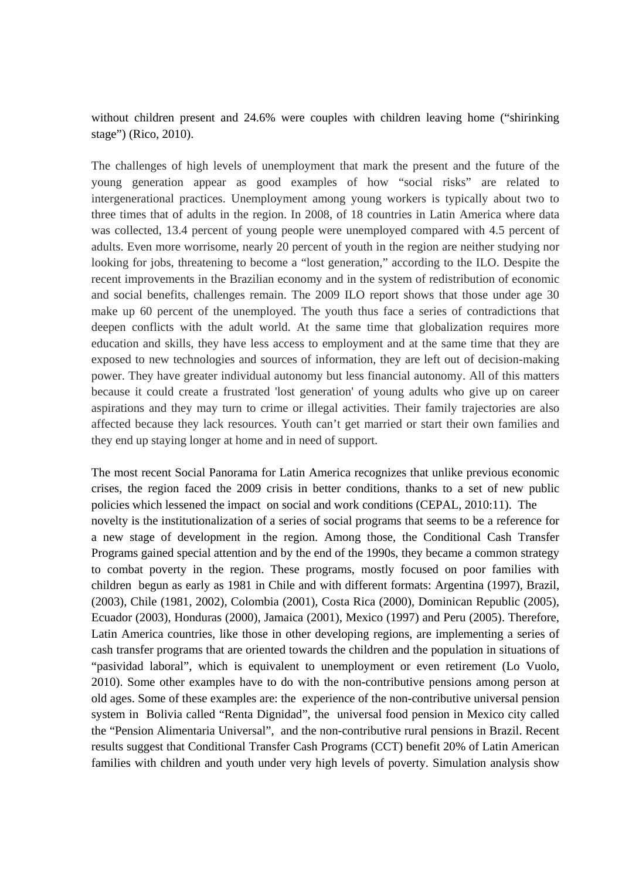without children present and 24.6% were couples with children leaving home ("shirinking stage") (Rico, 2010).

The challenges of high levels of unemployment that mark the present and the future of the young generation appear as good examples of how "social risks" are related to intergenerational practices. Unemployment among young workers is typically about two to three times that of adults in the region. In 2008, of 18 countries in Latin America where data was collected, 13.4 percent of young people were unemployed compared with 4.5 percent of adults. Even more worrisome, nearly 20 percent of youth in the region are neither studying nor looking for jobs, threatening to become a "lost generation," according to the ILO. Despite the recent improvements in the Brazilian economy and in the system of redistribution of economic and social benefits, challenges remain. The 2009 ILO report shows that those under age 30 make up 60 percent of the unemployed. The youth thus face a series of contradictions that deepen conflicts with the adult world. At the same time that globalization requires more education and skills, they have less access to employment and at the same time that they are exposed to new technologies and sources of information, they are left out of decision-making power. They have greater individual autonomy but less financial autonomy. All of this matters because it could create a frustrated 'lost generation' of young adults who give up on career aspirations and they may turn to crime or illegal activities. Their family trajectories are also affected because they lack resources. Youth can't get married or start their own families and they end up staying longer at home and in need of support.

The most recent Social Panorama for Latin America recognizes that unlike previous economic crises, the region faced the 2009 crisis in better conditions, thanks to a set of new public policies which lessened the impact on social and work conditions (CEPAL, 2010:11). The novelty is the institutionalization of a series of social programs that seems to be a reference for a new stage of development in the region. Among those, the Conditional Cash Transfer Programs gained special attention and by the end of the 1990s, they became a common strategy to combat poverty in the region. These programs, mostly focused on poor families with children begun as early as 1981 in Chile and with different formats: Argentina (1997), Brazil, (2003), Chile (1981, 2002), Colombia (2001), Costa Rica (2000), Dominican Republic (2005), Ecuador (2003), Honduras (2000), Jamaica (2001), Mexico (1997) and Peru (2005). Therefore, Latin America countries, like those in other developing regions, are implementing a series of cash transfer programs that are oriented towards the children and the population in situations of "pasividad laboral", which is equivalent to unemployment or even retirement (Lo Vuolo, 2010). Some other examples have to do with the non-contributive pensions among person at old ages. Some of these examples are: the experience of the non-contributive universal pension system in Bolivia called "Renta Dignidad", the universal food pension in Mexico city called the "Pension Alimentaria Universal", and the non-contributive rural pensions in Brazil. Recent results suggest that Conditional Transfer Cash Programs (CCT) benefit 20% of Latin American families with children and youth under very high levels of poverty. Simulation analysis show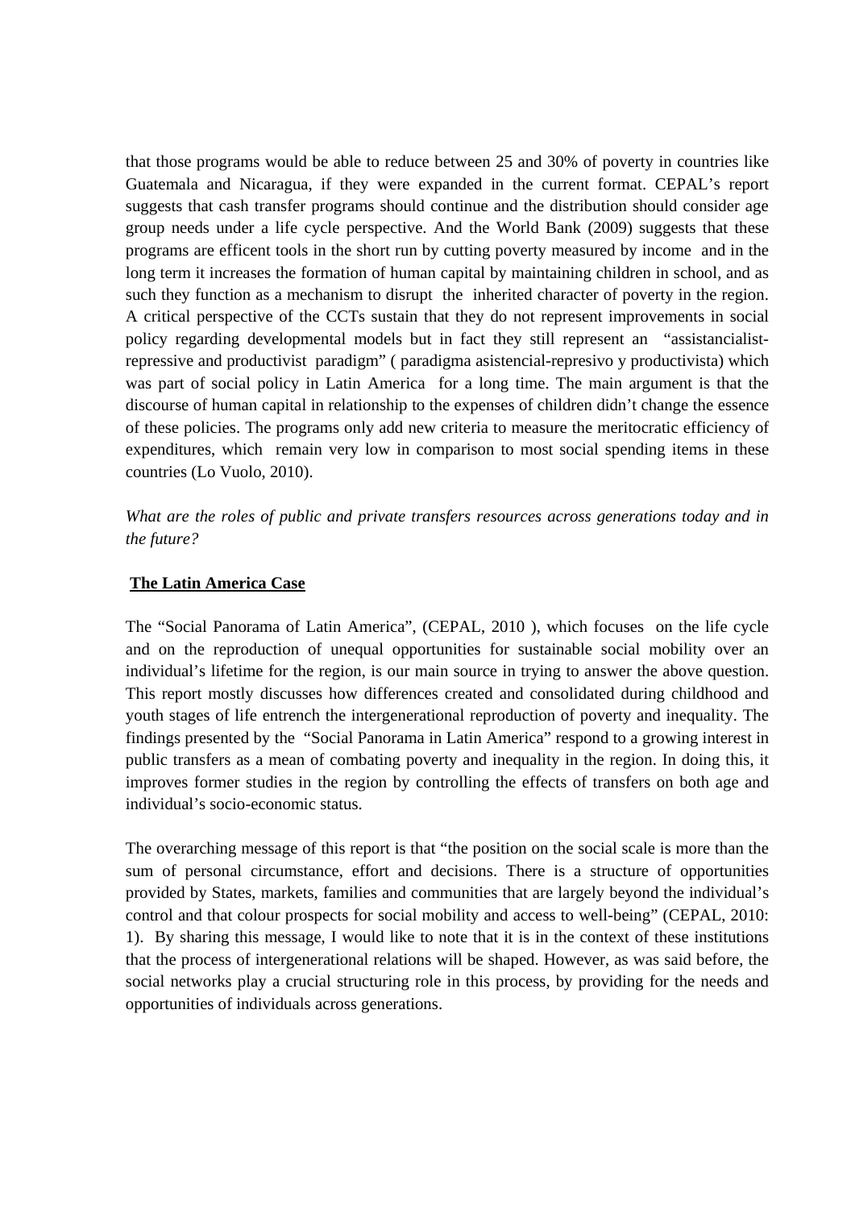that those programs would be able to reduce between 25 and 30% of poverty in countries like Guatemala and Nicaragua, if they were expanded in the current format. CEPAL's report suggests that cash transfer programs should continue and the distribution should consider age group needs under a life cycle perspective. And the World Bank (2009) suggests that these programs are efficent tools in the short run by cutting poverty measured by income and in the long term it increases the formation of human capital by maintaining children in school, and as such they function as a mechanism to disrupt the inherited character of poverty in the region. A critical perspective of the CCTs sustain that they do not represent improvements in social policy regarding developmental models but in fact they still represent an "assistancialist-repressive and productivist paradigm" ( paradigma asistencial-represivo y productivista) which was part of social policy in Latin America for a long time. The main argument is that the discourse of human capital in relationship to the expenses of children didn't change the essence of these policies. The programs only add new criteria to measure the meritocratic efficiency of expenditures, which remain very low in comparison to most social spending items in these countries (Lo Vuolo, 2010).

*What are the roles of public and private transfers resources across generations today and in the future?*

**The Latin America Case**

The "Social Panorama of Latin America", (CEPAL, 2010 ), which focuses on the life cycle and on the reproduction of unequal opportunities for sustainable social mobility over an individual's lifetime for the region, is our main source in trying to answer the above question. This report mostly discusses how differences created and consolidated during childhood and youth stages of life entrench the intergenerational reproduction of poverty and inequality. The findings presented by the "Social Panorama in Latin America" respond to a growing interest in public transfers as a mean of combating poverty and inequality in the region. In doing this, it improves former studies in the region by controlling the effects of transfers on both age and individual's socio-economic status.

The overarching message of this report is that "the position on the social scale is more than the sum of personal circumstance, effort and decisions. There is a structure of opportunities provided by States, markets, families and communities that are largely beyond the individual's control and that colour prospects for social mobility and access to well-being" (CEPAL, 2010: 1). By sharing this message, I would like to note that it is in the context of these institutions that the process of intergenerational relations will be shaped. However, as was said before, the social networks play a crucial structuring role in this process, by providing for the needs and opportunities of individuals across generations.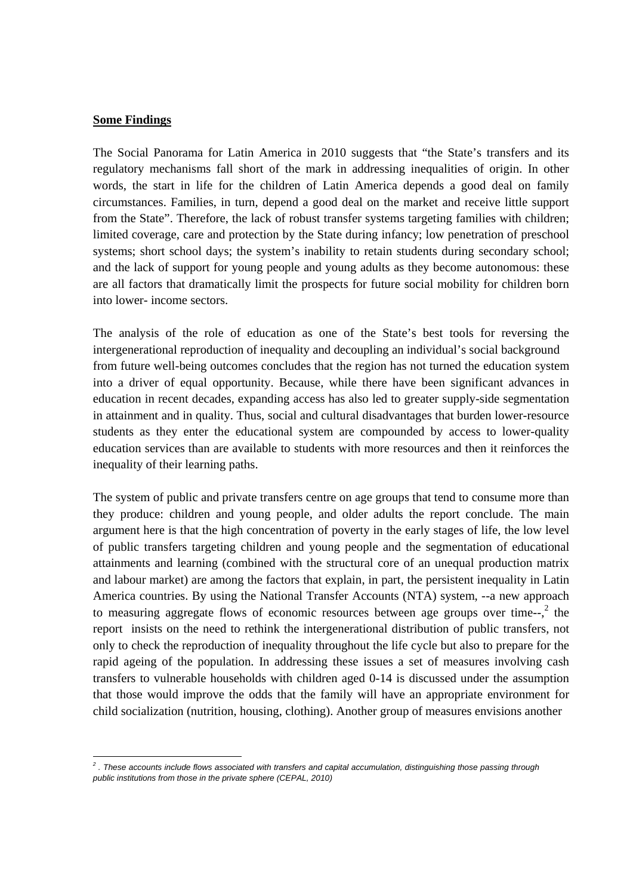**Some Findings**

The Social Panorama for Latin America in 2010 suggests that "the State's transfers and its regulatory mechanisms fall short of the mark in addressing inequalities of origin. In other words, the start in life for the children of Latin America depends a good deal on family circumstances. Families, in turn, depend a good deal on the market and receive little support from the State". Therefore, the lack of robust transfer systems targeting families with children; limited coverage, care and protection by the State during infancy; low penetration of preschool systems; short school days; the system's inability to retain students during secondary school; and the lack of support for young people and young adults as they become autonomous: these are all factors that dramatically limit the prospects for future social mobility for children born into lower- income sectors.

The analysis of the role of education as one of the State's best tools for reversing the intergenerational reproduction of inequality and decoupling an individual's social background from future well-being outcomes concludes that the region has not turned the education system into a driver of equal opportunity. Because, while there have been significant advances in education in recent decades, expanding access has also led to greater supply-side segmentation in attainment and in quality. Thus, social and cultural disadvantages that burden lower-resource students as they enter the educational system are compounded by access to lower-quality education services than are available to students with more resources and then it reinforces the inequality of their learning paths.

The system of public and private transfers centre on age groups that tend to consume more than they produce: children and young people, and older adults the report conclude. The main argument here is that the high concentration of poverty in the early stages of life, the low level of public transfers targeting children and young people and the segmentation of educational attainments and learning (combined with the structural core of an unequal production matrix and labour market) are among the factors that explain, in part, the persistent inequality in Latin America countries. By using the National Transfer Accounts (NTA) system, --a new approach to measuring aggregate flows of economic resources between age groups over time--,[2] the report insists on the need to rethink the intergenerational distribution of public transfers, not only to check the reproduction of inequality throughout the life cycle but also to prepare for the rapid ageing of the population. In addressing these issues a set of measures involving cash transfers to vulnerable households with children aged 0-14 is discussed under the assumption that those would improve the odds that the family will have an appropriate environment for child socialization (nutrition, housing, clothing). Another group of measures envisions another

---

[2] . *These accounts include flows associated with transfers and capital accumulation, distinguishing those passing through public institutions from those in the private sphere (CEPAL, 2010)*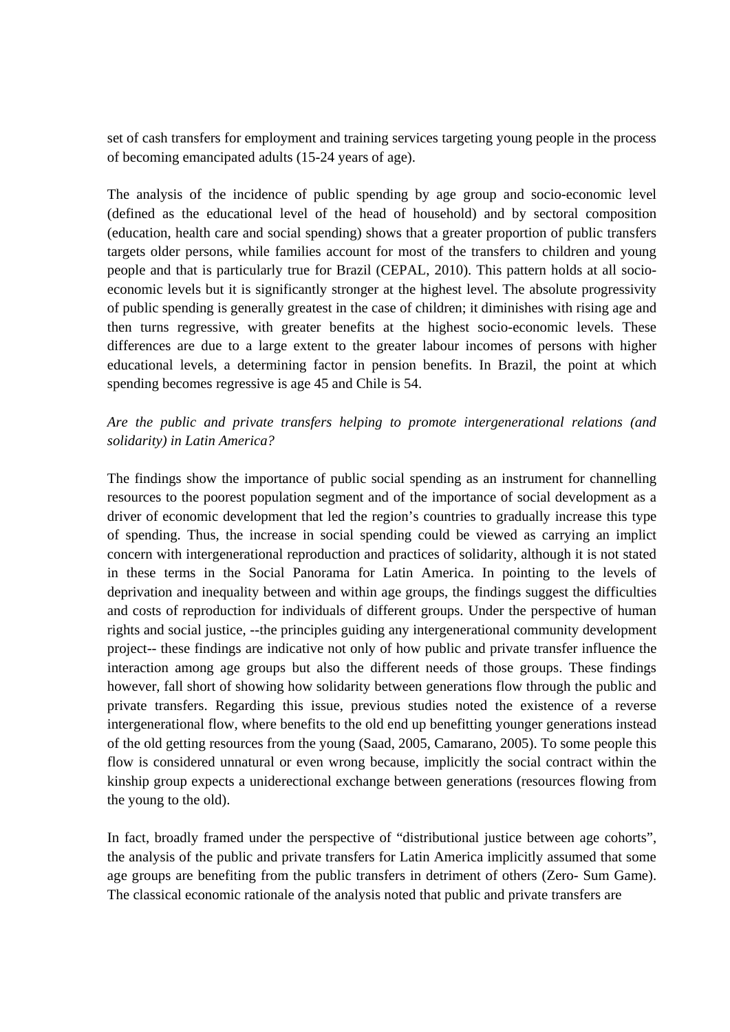set of cash transfers for employment and training services targeting young people in the process of becoming emancipated adults (15-24 years of age).

The analysis of the incidence of public spending by age group and socio-economic level (defined as the educational level of the head of household) and by sectoral composition (education, health care and social spending) shows that a greater proportion of public transfers targets older persons, while families account for most of the transfers to children and young people and that is particularly true for Brazil (CEPAL, 2010). This pattern holds at all socio-economic levels but it is significantly stronger at the highest level. The absolute progressivity of public spending is generally greatest in the case of children; it diminishes with rising age and then turns regressive, with greater benefits at the highest socio-economic levels. These differences are due to a large extent to the greater labour incomes of persons with higher educational levels, a determining factor in pension benefits. In Brazil, the point at which spending becomes regressive is age 45 and Chile is 54.

*Are the public and private transfers helping to promote intergenerational relations (and solidarity) in Latin America?*

The findings show the importance of public social spending as an instrument for channelling resources to the poorest population segment and of the importance of social development as a driver of economic development that led the region's countries to gradually increase this type of spending. Thus, the increase in social spending could be viewed as carrying an implict concern with intergenerational reproduction and practices of solidarity, although it is not stated in these terms in the Social Panorama for Latin America. In pointing to the levels of deprivation and inequality between and within age groups, the findings suggest the difficulties and costs of reproduction for individuals of different groups. Under the perspective of human rights and social justice, --the principles guiding any intergenerational community development project-- these findings are indicative not only of how public and private transfer influence the interaction among age groups but also the different needs of those groups. These findings however, fall short of showing how solidarity between generations flow through the public and private transfers. Regarding this issue, previous studies noted the existence of a reverse intergenerational flow, where benefits to the old end up benefitting younger generations instead of the old getting resources from the young (Saad, 2005, Camarano, 2005). To some people this flow is considered unnatural or even wrong because, implicitly the social contract within the kinship group expects a uniderectional exchange between generations (resources flowing from the young to the old).

In fact, broadly framed under the perspective of "distributional justice between age cohorts", the analysis of the public and private transfers for Latin America implicitly assumed that some age groups are benefiting from the public transfers in detriment of others (Zero- Sum Game). The classical economic rationale of the analysis noted that public and private transfers are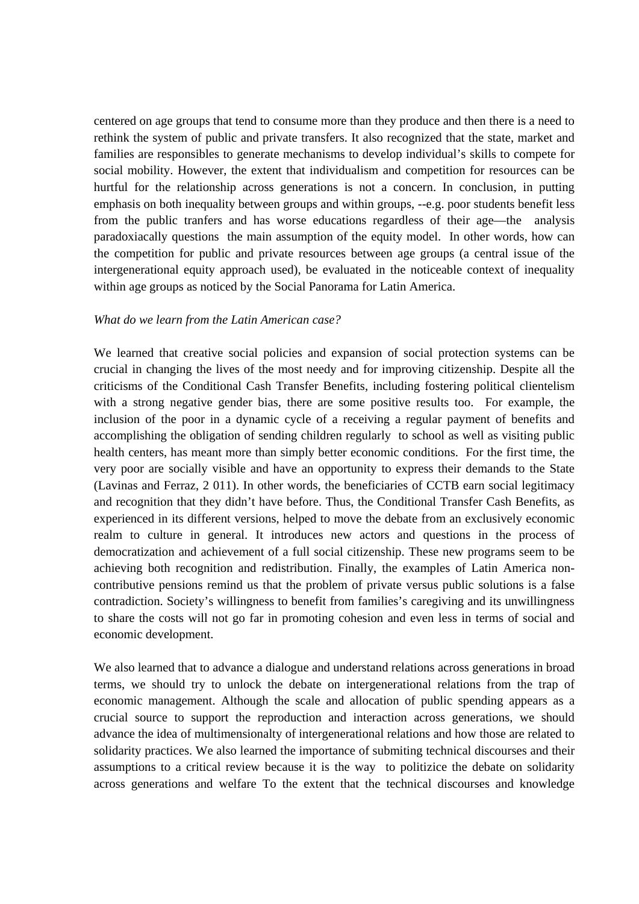centered on age groups that tend to consume more than they produce and then there is a need to rethink the system of public and private transfers. It also recognized that the state, market and families are responsibles to generate mechanisms to develop individual's skills to compete for social mobility. However, the extent that individualism and competition for resources can be hurtful for the relationship across generations is not a concern. In conclusion, in putting emphasis on both inequality between groups and within groups, --e.g. poor students benefit less from the public tranfers and has worse educations regardless of their age—the analysis paradoxiacally questions the main assumption of the equity model. In other words, how can the competition for public and private resources between age groups (a central issue of the intergenerational equity approach used), be evaluated in the noticeable context of inequality within age groups as noticed by the Social Panorama for Latin America.

*What do we learn from the Latin American case?*

We learned that creative social policies and expansion of social protection systems can be crucial in changing the lives of the most needy and for improving citizenship. Despite all the criticisms of the Conditional Cash Transfer Benefits, including fostering political clientelism with a strong negative gender bias, there are some positive results too. For example, the inclusion of the poor in a dynamic cycle of a receiving a regular payment of benefits and accomplishing the obligation of sending children regularly to school as well as visiting public health centers, has meant more than simply better economic conditions. For the first time, the very poor are socially visible and have an opportunity to express their demands to the State (Lavinas and Ferraz, 2 011). In other words, the beneficiaries of CCTB earn social legitimacy and recognition that they didn't have before. Thus, the Conditional Transfer Cash Benefits, as experienced in its different versions, helped to move the debate from an exclusively economic realm to culture in general. It introduces new actors and questions in the process of democratization and achievement of a full social citizenship. These new programs seem to be achieving both recognition and redistribution. Finally, the examples of Latin America non-contributive pensions remind us that the problem of private versus public solutions is a false contradiction. Society's willingness to benefit from families's caregiving and its unwillingness to share the costs will not go far in promoting cohesion and even less in terms of social and economic development.

We also learned that to advance a dialogue and understand relations across generations in broad terms, we should try to unlock the debate on intergenerational relations from the trap of economic management. Although the scale and allocation of public spending appears as a crucial source to support the reproduction and interaction across generations, we should advance the idea of multimensionalty of intergenerational relations and how those are related to solidarity practices. We also learned the importance of submiting technical discourses and their assumptions to a critical review because it is the way to politizice the debate on solidarity across generations and welfare To the extent that the technical discourses and knowledge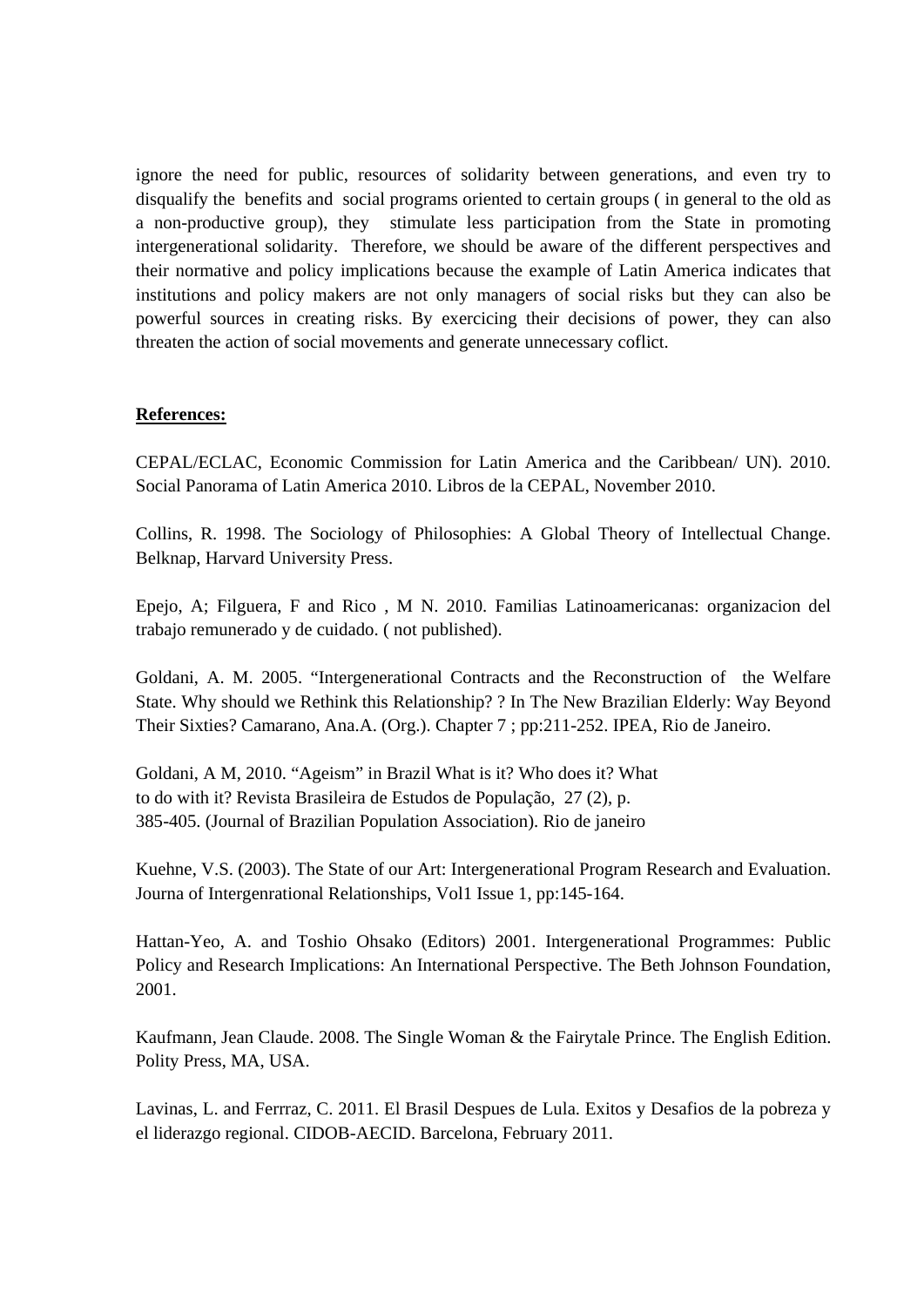ignore the need for public, resources of solidarity between generations, and even try to disqualify the benefits and social programs oriented to certain groups ( in general to the old as a non-productive group), they stimulate less participation from the State in promoting intergenerational solidarity. Therefore, we should be aware of the different perspectives and their normative and policy implications because the example of Latin America indicates that institutions and policy makers are not only managers of social risks but they can also be powerful sources in creating risks. By exercicing their decisions of power, they can also threaten the action of social movements and generate unnecessary coflict.

**References:**

CEPAL/ECLAC, Economic Commission for Latin America and the Caribbean/ UN). 2010. Social Panorama of Latin America 2010. Libros de la CEPAL, November 2010.

Collins, R. 1998. The Sociology of Philosophies: A Global Theory of Intellectual Change. Belknap, Harvard University Press.

Epejo, A; Filguera, F and Rico , M N. 2010. Familias Latinoamericanas: organizacion del trabajo remunerado y de cuidado. ( not published).

Goldani, A. M. 2005. "Intergenerational Contracts and the Reconstruction of the Welfare State. Why should we Rethink this Relationship? ? In The New Brazilian Elderly: Way Beyond Their Sixties? Camarano, Ana.A. (Org.). Chapter 7 ; pp:211-252. IPEA, Rio de Janeiro.

Goldani, A M, 2010. "Ageism" in Brazil What is it? Who does it? What to do with it? Revista Brasileira de Estudos de População, 27 (2), p. 385-405. (Journal of Brazilian Population Association). Rio de janeiro

Kuehne, V.S. (2003). The State of our Art: Intergenerational Program Research and Evaluation. Journa of Intergenrational Relationships, Vol1 Issue 1, pp:145-164.

Hattan-Yeo, A. and Toshio Ohsako (Editors) 2001. Intergenerational Programmes: Public Policy and Research Implications: An International Perspective. The Beth Johnson Foundation, 2001.

Kaufmann, Jean Claude. 2008. The Single Woman & the Fairytale Prince. The English Edition. Polity Press, MA, USA.

Lavinas, L. and Ferrraz, C. 2011. El Brasil Despues de Lula. Exitos y Desafios de la pobreza y el liderazgo regional. CIDOB-AECID. Barcelona, February 2011.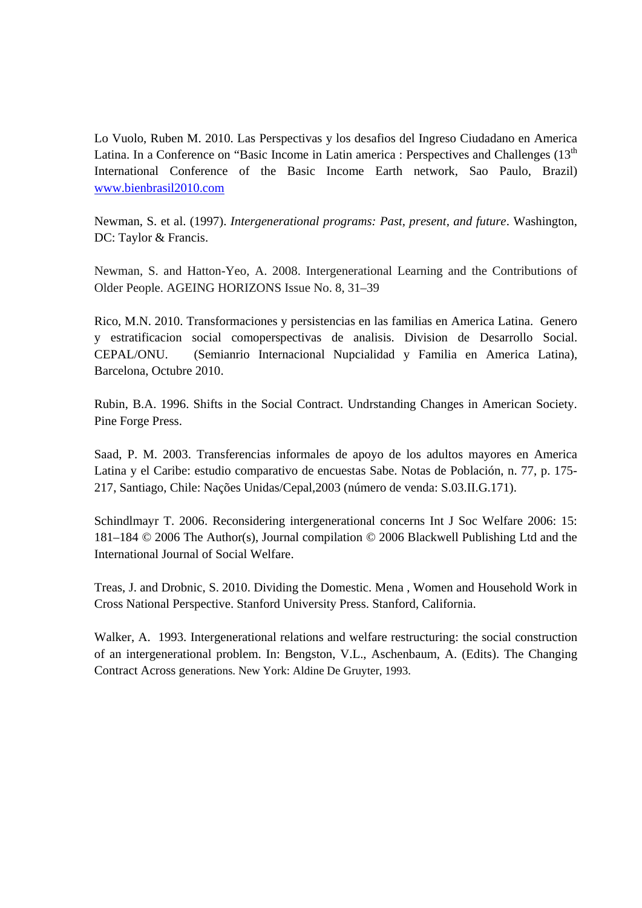Lo Vuolo, Ruben M. 2010. Las Perspectivas y los desafios del Ingreso Ciudadano en America Latina. In a Conference on "Basic Income in Latin america : Perspectives and Challenges (13th International Conference of the Basic Income Earth network, Sao Paulo, Brazil) www.bienbrasil2010.com

Newman, S. et al. (1997). *Intergenerational programs: Past, present, and future*. Washington, DC: Taylor & Francis.

Newman, S. and Hatton-Yeo, A. 2008. Intergenerational Learning and the Contributions of Older People. AGEING HORIZONS Issue No. 8, 31–39

Rico, M.N. 2010. Transformaciones y persistencias en las familias en America Latina. Genero y estratificacion social comoperspectivas de analisis. Division de Desarrollo Social. CEPAL/ONU. (Semianrio Internacional Nupcialidad y Familia en America Latina), Barcelona, Octubre 2010.

Rubin, B.A. 1996. Shifts in the Social Contract. Undrstanding Changes in American Society. Pine Forge Press.

Saad, P. M. 2003. Transferencias informales de apoyo de los adultos mayores en America Latina y el Caribe: estudio comparativo de encuestas Sabe. Notas de Población, n. 77, p. 175-217, Santiago, Chile: Nações Unidas/Cepal,2003 (número de venda: S.03.II.G.171).

Schindlmayr T. 2006. Reconsidering intergenerational concerns Int J Soc Welfare 2006: 15: 181–184 © 2006 The Author(s), Journal compilation © 2006 Blackwell Publishing Ltd and the International Journal of Social Welfare.

Treas, J. and Drobnic, S. 2010. Dividing the Domestic. Mena , Women and Household Work in Cross National Perspective. Stanford University Press. Stanford, California.

Walker, A. 1993. Intergenerational relations and welfare restructuring: the social construction of an intergenerational problem. In: Bengston, V.L., Aschenbaum, A. (Edits). The Changing Contract Across generations. New York: Aldine De Gruyter, 1993.